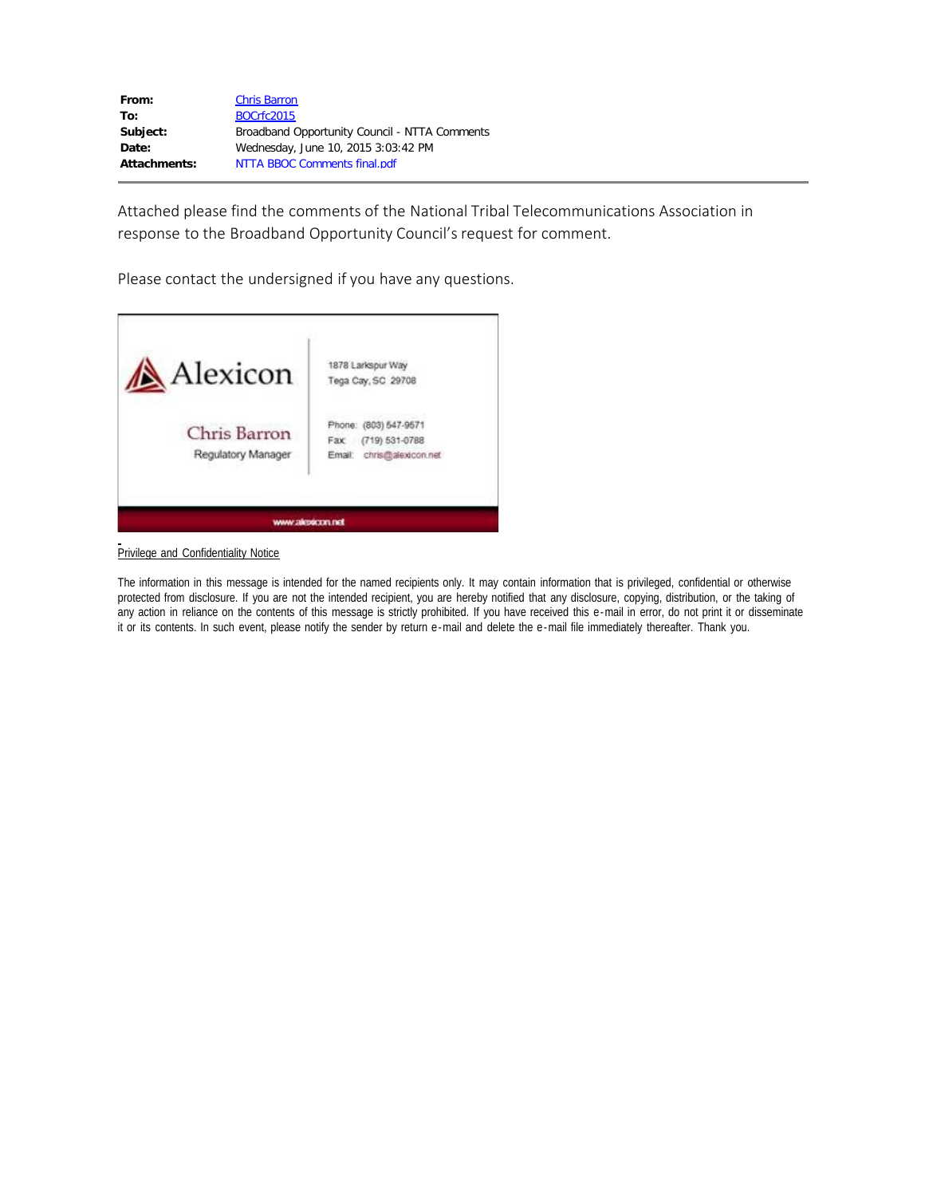| | |
|---|---|
| **From:** | Chris Barron |
| **To:** | BOCrfc2015 |
| **Subject:** | Broadband Opportunity Council - NTTA Comments |
| **Date:** | Wednesday, June 10, 2015 3:03:42 PM |
| **Attachments:** | NTTA BBOC Comments final.pdf |

---

Attached please find the comments of the National Tribal Telecommunications Association in response to the Broadband Opportunity Council's request for comment.

Please contact the undersigned if you have any questions.

Alexicon

Chris Barron
Regulatory Manager

1878 Larkspur Way
Tega Cay, SC 29708

Phone: (803) 547-9671
Fax: (719) 531-0788
Email: chris@alexicon.net

www.alexicon.net

Privilege and Confidentiality Notice

The information in this message is intended for the named recipients only. It may contain information that is privileged, confidential or otherwise protected from disclosure. If you are not the intended recipient, you are hereby notified that any disclosure, copying, distribution, or the taking of any action in reliance on the contents of this message is strictly prohibited. If you have received this e-mail in error, do not print it or disseminate it or its contents. In such event, please notify the sender by return e-mail and delete the e-mail file immediately thereafter. Thank you.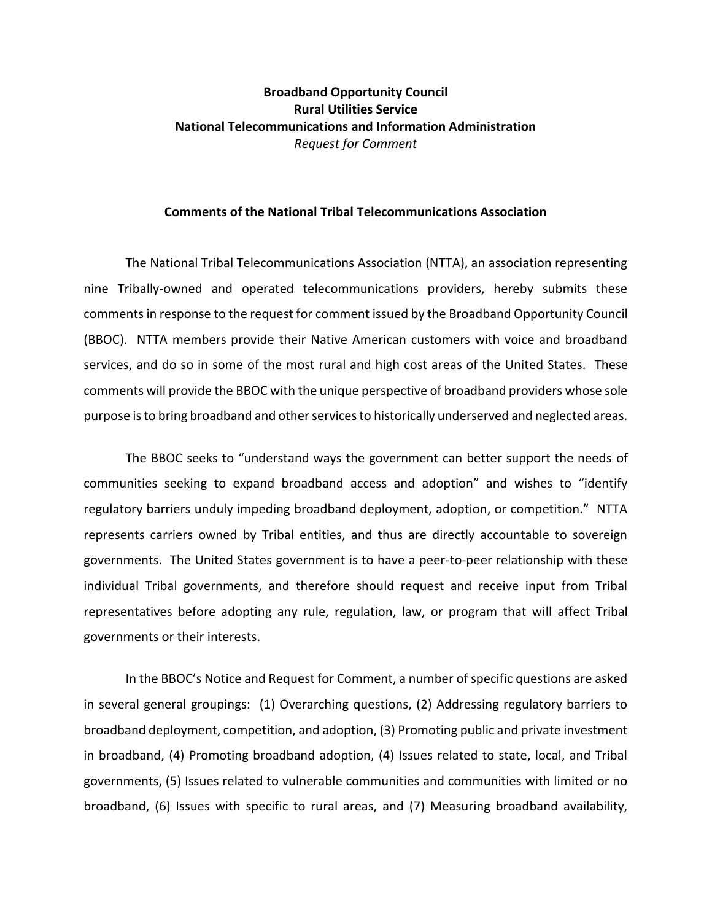**Broadband Opportunity Council**
**Rural Utilities Service**
**National Telecommunications and Information Administration**
*Request for Comment*

**Comments of the National Tribal Telecommunications Association**

The National Tribal Telecommunications Association (NTTA), an association representing nine Tribally-owned and operated telecommunications providers, hereby submits these comments in response to the request for comment issued by the Broadband Opportunity Council (BBOC). NTTA members provide their Native American customers with voice and broadband services, and do so in some of the most rural and high cost areas of the United States. These comments will provide the BBOC with the unique perspective of broadband providers whose sole purpose is to bring broadband and other services to historically underserved and neglected areas.

The BBOC seeks to "understand ways the government can better support the needs of communities seeking to expand broadband access and adoption" and wishes to "identify regulatory barriers unduly impeding broadband deployment, adoption, or competition." NTTA represents carriers owned by Tribal entities, and thus are directly accountable to sovereign governments. The United States government is to have a peer-to-peer relationship with these individual Tribal governments, and therefore should request and receive input from Tribal representatives before adopting any rule, regulation, law, or program that will affect Tribal governments or their interests.

In the BBOC's Notice and Request for Comment, a number of specific questions are asked in several general groupings: (1) Overarching questions, (2) Addressing regulatory barriers to broadband deployment, competition, and adoption, (3) Promoting public and private investment in broadband, (4) Promoting broadband adoption, (4) Issues related to state, local, and Tribal governments, (5) Issues related to vulnerable communities and communities with limited or no broadband, (6) Issues with specific to rural areas, and (7) Measuring broadband availability,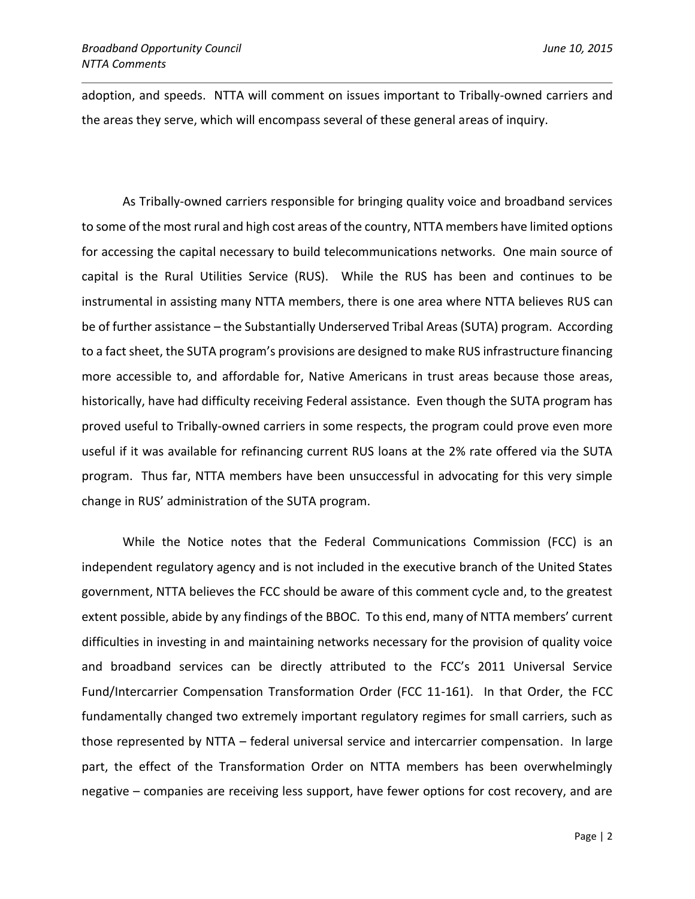adoption, and speeds. NTTA will comment on issues important to Tribally-owned carriers and the areas they serve, which will encompass several of these general areas of inquiry.

As Tribally-owned carriers responsible for bringing quality voice and broadband services to some of the most rural and high cost areas of the country, NTTA members have limited options for accessing the capital necessary to build telecommunications networks. One main source of capital is the Rural Utilities Service (RUS). While the RUS has been and continues to be instrumental in assisting many NTTA members, there is one area where NTTA believes RUS can be of further assistance – the Substantially Underserved Tribal Areas (SUTA) program. According to a fact sheet, the SUTA program's provisions are designed to make RUS infrastructure financing more accessible to, and affordable for, Native Americans in trust areas because those areas, historically, have had difficulty receiving Federal assistance. Even though the SUTA program has proved useful to Tribally-owned carriers in some respects, the program could prove even more useful if it was available for refinancing current RUS loans at the 2% rate offered via the SUTA program. Thus far, NTTA members have been unsuccessful in advocating for this very simple change in RUS' administration of the SUTA program.

While the Notice notes that the Federal Communications Commission (FCC) is an independent regulatory agency and is not included in the executive branch of the United States government, NTTA believes the FCC should be aware of this comment cycle and, to the greatest extent possible, abide by any findings of the BBOC. To this end, many of NTTA members' current difficulties in investing in and maintaining networks necessary for the provision of quality voice and broadband services can be directly attributed to the FCC's 2011 Universal Service Fund/Intercarrier Compensation Transformation Order (FCC 11-161). In that Order, the FCC fundamentally changed two extremely important regulatory regimes for small carriers, such as those represented by NTTA – federal universal service and intercarrier compensation. In large part, the effect of the Transformation Order on NTTA members has been overwhelmingly negative – companies are receiving less support, have fewer options for cost recovery, and are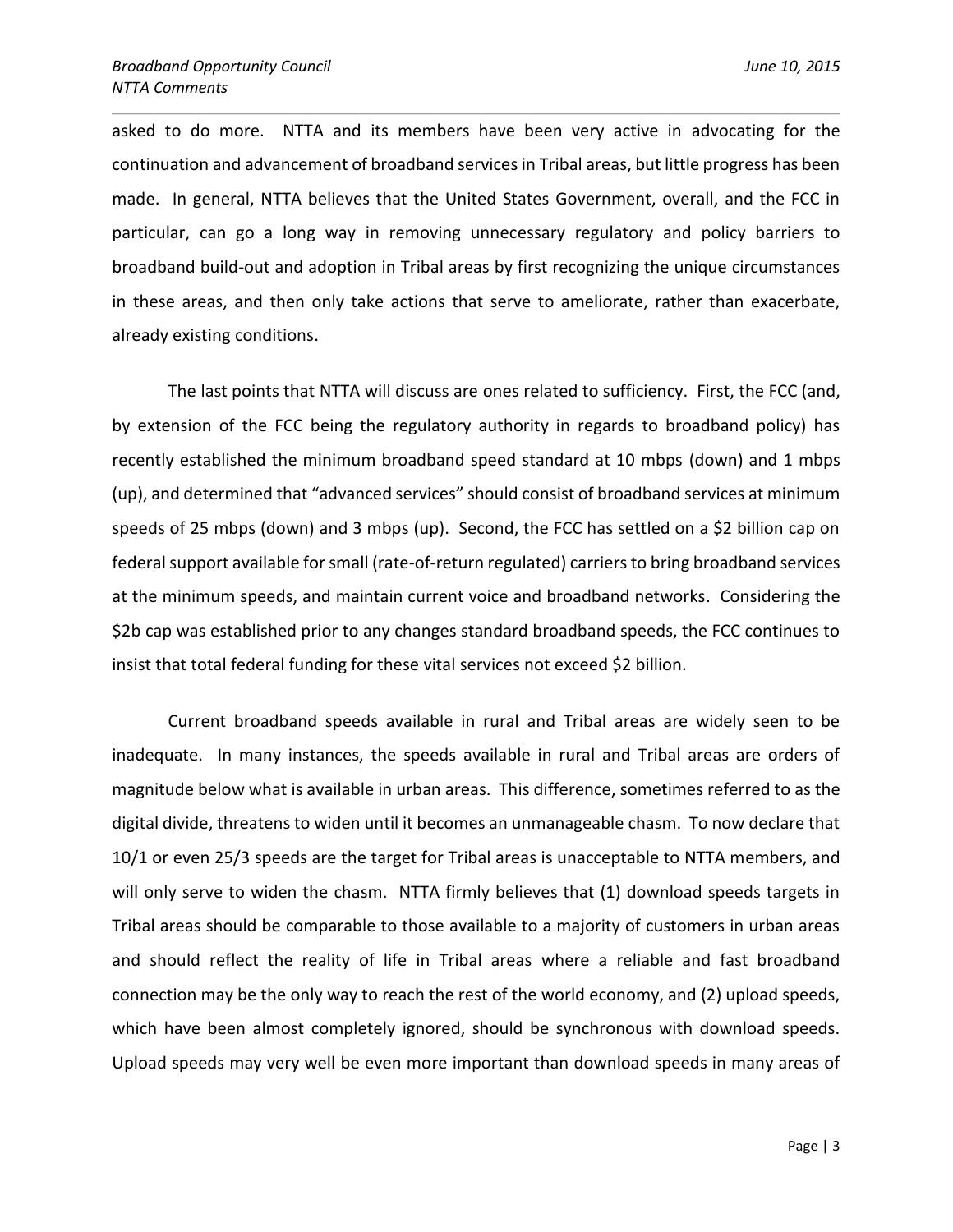asked to do more. NTTA and its members have been very active in advocating for the continuation and advancement of broadband services in Tribal areas, but little progress has been made. In general, NTTA believes that the United States Government, overall, and the FCC in particular, can go a long way in removing unnecessary regulatory and policy barriers to broadband build-out and adoption in Tribal areas by first recognizing the unique circumstances in these areas, and then only take actions that serve to ameliorate, rather than exacerbate, already existing conditions.

The last points that NTTA will discuss are ones related to sufficiency. First, the FCC (and, by extension of the FCC being the regulatory authority in regards to broadband policy) has recently established the minimum broadband speed standard at 10 mbps (down) and 1 mbps (up), and determined that "advanced services" should consist of broadband services at minimum speeds of 25 mbps (down) and 3 mbps (up). Second, the FCC has settled on a $2 billion cap on federal support available for small (rate-of-return regulated) carriers to bring broadband services at the minimum speeds, and maintain current voice and broadband networks. Considering the $2b cap was established prior to any changes standard broadband speeds, the FCC continues to insist that total federal funding for these vital services not exceed $2 billion.

Current broadband speeds available in rural and Tribal areas are widely seen to be inadequate. In many instances, the speeds available in rural and Tribal areas are orders of magnitude below what is available in urban areas. This difference, sometimes referred to as the digital divide, threatens to widen until it becomes an unmanageable chasm. To now declare that 10/1 or even 25/3 speeds are the target for Tribal areas is unacceptable to NTTA members, and will only serve to widen the chasm. NTTA firmly believes that (1) download speeds targets in Tribal areas should be comparable to those available to a majority of customers in urban areas and should reflect the reality of life in Tribal areas where a reliable and fast broadband connection may be the only way to reach the rest of the world economy, and (2) upload speeds, which have been almost completely ignored, should be synchronous with download speeds. Upload speeds may very well be even more important than download speeds in many areas of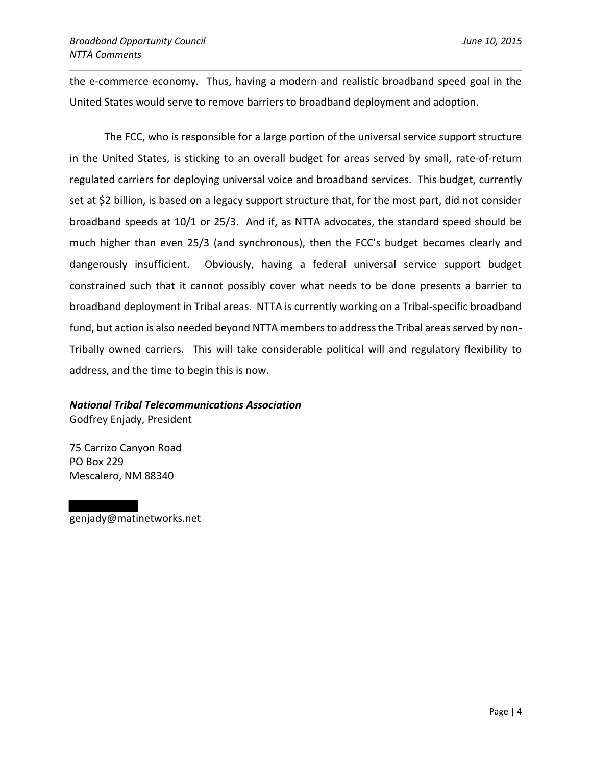the e-commerce economy. Thus, having a modern and realistic broadband speed goal in the United States would serve to remove barriers to broadband deployment and adoption.

The FCC, who is responsible for a large portion of the universal service support structure in the United States, is sticking to an overall budget for areas served by small, rate-of-return regulated carriers for deploying universal voice and broadband services. This budget, currently set at $2 billion, is based on a legacy support structure that, for the most part, did not consider broadband speeds at 10/1 or 25/3. And if, as NTTA advocates, the standard speed should be much higher than even 25/3 (and synchronous), then the FCC's budget becomes clearly and dangerously insufficient. Obviously, having a federal universal service support budget constrained such that it cannot possibly cover what needs to be done presents a barrier to broadband deployment in Tribal areas. NTTA is currently working on a Tribal-specific broadband fund, but action is also needed beyond NTTA members to address the Tribal areas served by non-Tribally owned carriers. This will take considerable political will and regulatory flexibility to address, and the time to begin this is now.

***National Tribal Telecommunications Association***
Godfrey Enjady, President

75 Carrizo Canyon Road
PO Box 229
Mescalero, NM 88340

genjady@matinetworks.net